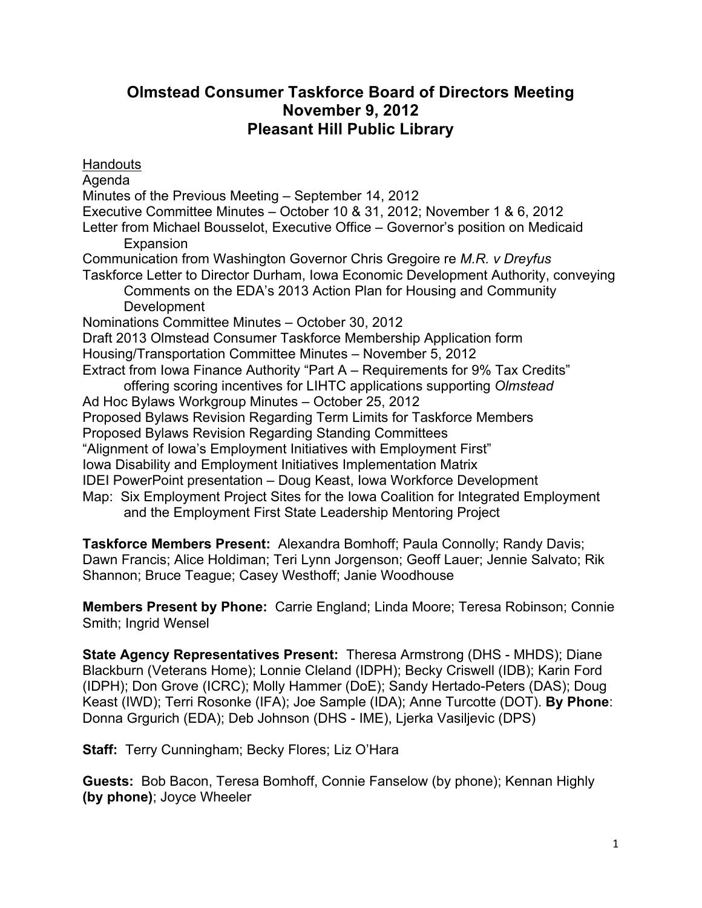# Olmstead Consumer Taskforce Board of Directors Meeting
## November 9, 2012
## Pleasant Hill Public Library

Handouts

Agenda

Minutes of the Previous Meeting – September 14, 2012

Executive Committee Minutes – October 10 & 31, 2012; November 1 & 6, 2012

Letter from Michael Bousselot, Executive Office – Governor's position on Medicaid Expansion

Communication from Washington Governor Chris Gregoire re *M.R. v Dreyfus*

Taskforce Letter to Director Durham, Iowa Economic Development Authority, conveying Comments on the EDA's 2013 Action Plan for Housing and Community Development

Nominations Committee Minutes – October 30, 2012

Draft 2013 Olmstead Consumer Taskforce Membership Application form

Housing/Transportation Committee Minutes – November 5, 2012

Extract from Iowa Finance Authority "Part A – Requirements for 9% Tax Credits" offering scoring incentives for LIHTC applications supporting *Olmstead*

Ad Hoc Bylaws Workgroup Minutes – October 25, 2012

Proposed Bylaws Revision Regarding Term Limits for Taskforce Members

Proposed Bylaws Revision Regarding Standing Committees

"Alignment of Iowa's Employment Initiatives with Employment First"

Iowa Disability and Employment Initiatives Implementation Matrix

IDEI PowerPoint presentation – Doug Keast, Iowa Workforce Development

Map: Six Employment Project Sites for the Iowa Coalition for Integrated Employment and the Employment First State Leadership Mentoring Project

**Taskforce Members Present:** Alexandra Bomhoff; Paula Connolly; Randy Davis; Dawn Francis; Alice Holdiman; Teri Lynn Jorgenson; Geoff Lauer; Jennie Salvato; Rik Shannon; Bruce Teague; Casey Westhoff; Janie Woodhouse

**Members Present by Phone:** Carrie England; Linda Moore; Teresa Robinson; Connie Smith; Ingrid Wensel

**State Agency Representatives Present:** Theresa Armstrong (DHS - MHDS); Diane Blackburn (Veterans Home); Lonnie Cleland (IDPH); Becky Criswell (IDB); Karin Ford (IDPH); Don Grove (ICRC); Molly Hammer (DoE); Sandy Hertado-Peters (DAS); Doug Keast (IWD); Terri Rosonke (IFA); Joe Sample (IDA); Anne Turcotte (DOT). **By Phone**: Donna Grgurich (EDA); Deb Johnson (DHS - IME), Ljerka Vasiljevic (DPS)

**Staff:** Terry Cunningham; Becky Flores; Liz O'Hara

**Guests:** Bob Bacon, Teresa Bomhoff, Connie Fanselow (by phone); Kennan Highly **(by phone)**; Joyce Wheeler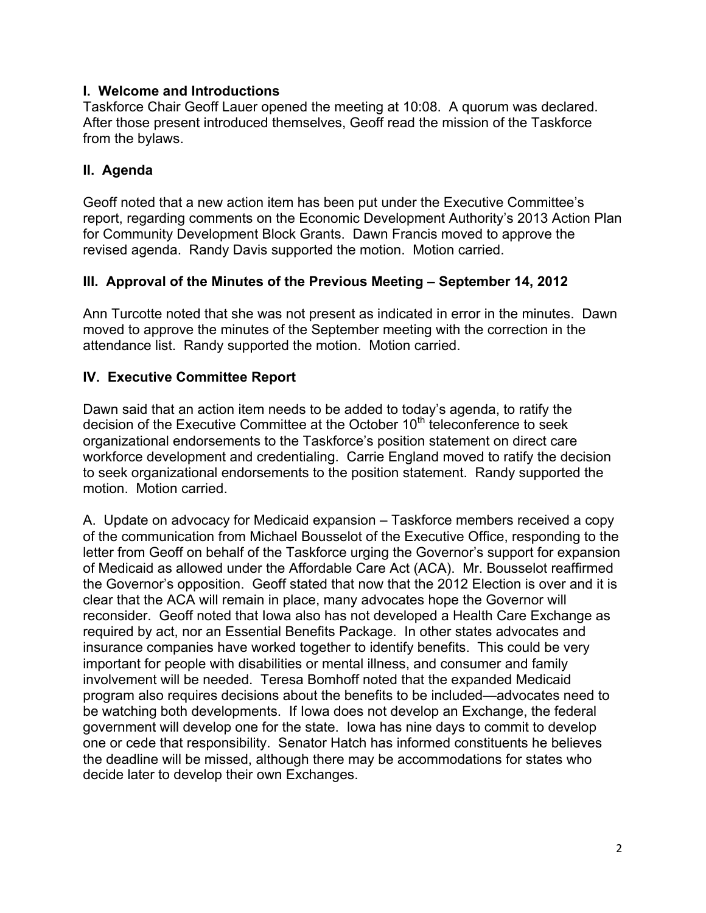## I. Welcome and Introductions

Taskforce Chair Geoff Lauer opened the meeting at 10:08. A quorum was declared. After those present introduced themselves, Geoff read the mission of the Taskforce from the bylaws.

## II. Agenda

Geoff noted that a new action item has been put under the Executive Committee's report, regarding comments on the Economic Development Authority's 2013 Action Plan for Community Development Block Grants. Dawn Francis moved to approve the revised agenda. Randy Davis supported the motion. Motion carried.

## III. Approval of the Minutes of the Previous Meeting – September 14, 2012

Ann Turcotte noted that she was not present as indicated in error in the minutes. Dawn moved to approve the minutes of the September meeting with the correction in the attendance list. Randy supported the motion. Motion carried.

## IV. Executive Committee Report

Dawn said that an action item needs to be added to today's agenda, to ratify the decision of the Executive Committee at the October 10th teleconference to seek organizational endorsements to the Taskforce's position statement on direct care workforce development and credentialing. Carrie England moved to ratify the decision to seek organizational endorsements to the position statement. Randy supported the motion. Motion carried.

A. Update on advocacy for Medicaid expansion – Taskforce members received a copy of the communication from Michael Bousselot of the Executive Office, responding to the letter from Geoff on behalf of the Taskforce urging the Governor's support for expansion of Medicaid as allowed under the Affordable Care Act (ACA). Mr. Bousselot reaffirmed the Governor's opposition. Geoff stated that now that the 2012 Election is over and it is clear that the ACA will remain in place, many advocates hope the Governor will reconsider. Geoff noted that Iowa also has not developed a Health Care Exchange as required by act, nor an Essential Benefits Package. In other states advocates and insurance companies have worked together to identify benefits. This could be very important for people with disabilities or mental illness, and consumer and family involvement will be needed. Teresa Bomhoff noted that the expanded Medicaid program also requires decisions about the benefits to be included—advocates need to be watching both developments. If Iowa does not develop an Exchange, the federal government will develop one for the state. Iowa has nine days to commit to develop one or cede that responsibility. Senator Hatch has informed constituents he believes the deadline will be missed, although there may be accommodations for states who decide later to develop their own Exchanges.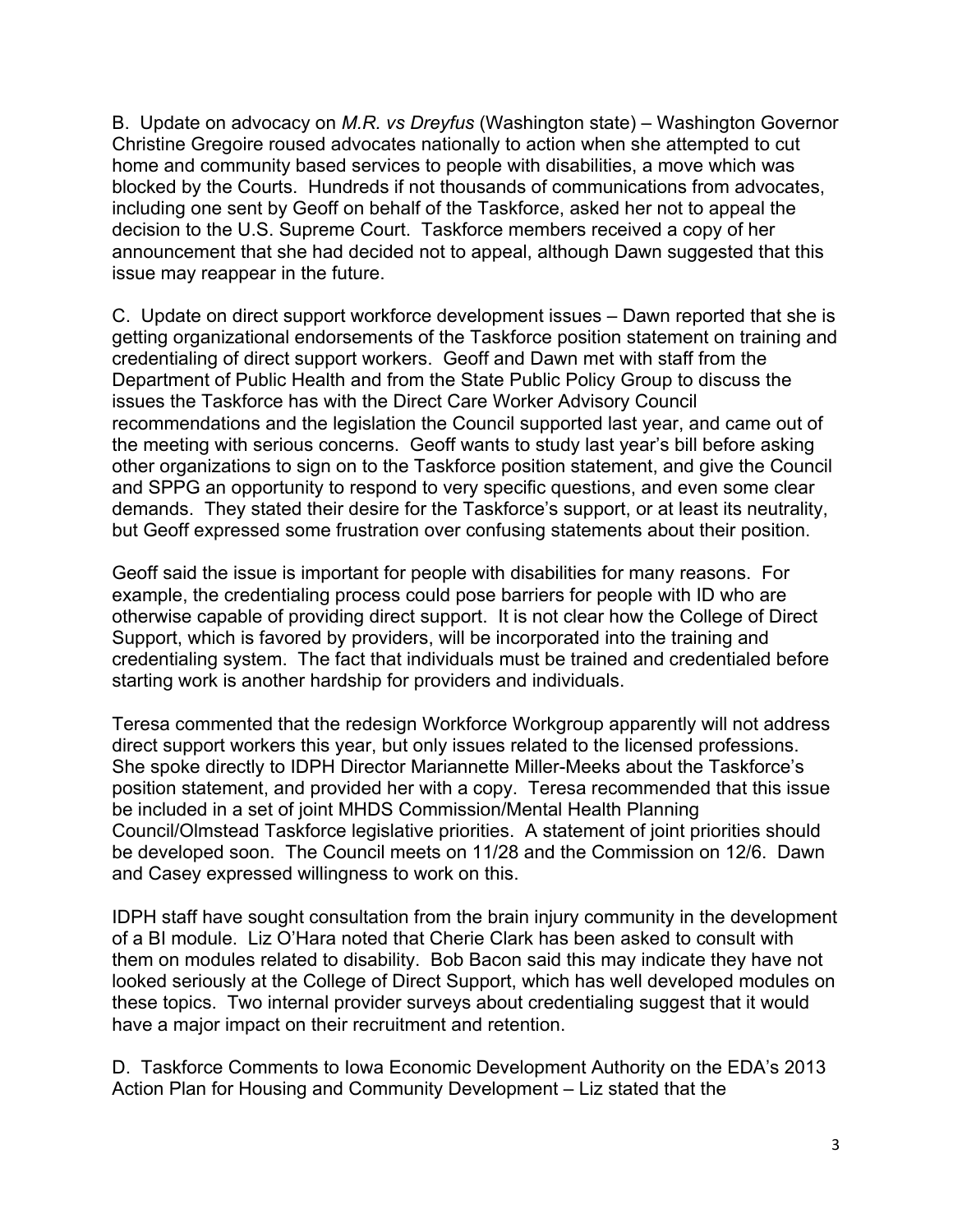B. Update on advocacy on *M.R. vs Dreyfus* (Washington state) – Washington Governor Christine Gregoire roused advocates nationally to action when she attempted to cut home and community based services to people with disabilities, a move which was blocked by the Courts. Hundreds if not thousands of communications from advocates, including one sent by Geoff on behalf of the Taskforce, asked her not to appeal the decision to the U.S. Supreme Court. Taskforce members received a copy of her announcement that she had decided not to appeal, although Dawn suggested that this issue may reappear in the future.

C. Update on direct support workforce development issues – Dawn reported that she is getting organizational endorsements of the Taskforce position statement on training and credentialing of direct support workers. Geoff and Dawn met with staff from the Department of Public Health and from the State Public Policy Group to discuss the issues the Taskforce has with the Direct Care Worker Advisory Council recommendations and the legislation the Council supported last year, and came out of the meeting with serious concerns. Geoff wants to study last year's bill before asking other organizations to sign on to the Taskforce position statement, and give the Council and SPPG an opportunity to respond to very specific questions, and even some clear demands. They stated their desire for the Taskforce's support, or at least its neutrality, but Geoff expressed some frustration over confusing statements about their position.

Geoff said the issue is important for people with disabilities for many reasons. For example, the credentialing process could pose barriers for people with ID who are otherwise capable of providing direct support. It is not clear how the College of Direct Support, which is favored by providers, will be incorporated into the training and credentialing system. The fact that individuals must be trained and credentialed before starting work is another hardship for providers and individuals.

Teresa commented that the redesign Workforce Workgroup apparently will not address direct support workers this year, but only issues related to the licensed professions. She spoke directly to IDPH Director Mariannette Miller-Meeks about the Taskforce's position statement, and provided her with a copy. Teresa recommended that this issue be included in a set of joint MHDS Commission/Mental Health Planning Council/Olmstead Taskforce legislative priorities. A statement of joint priorities should be developed soon. The Council meets on 11/28 and the Commission on 12/6. Dawn and Casey expressed willingness to work on this.

IDPH staff have sought consultation from the brain injury community in the development of a BI module. Liz O'Hara noted that Cherie Clark has been asked to consult with them on modules related to disability. Bob Bacon said this may indicate they have not looked seriously at the College of Direct Support, which has well developed modules on these topics. Two internal provider surveys about credentialing suggest that it would have a major impact on their recruitment and retention.

D. Taskforce Comments to Iowa Economic Development Authority on the EDA's 2013 Action Plan for Housing and Community Development – Liz stated that the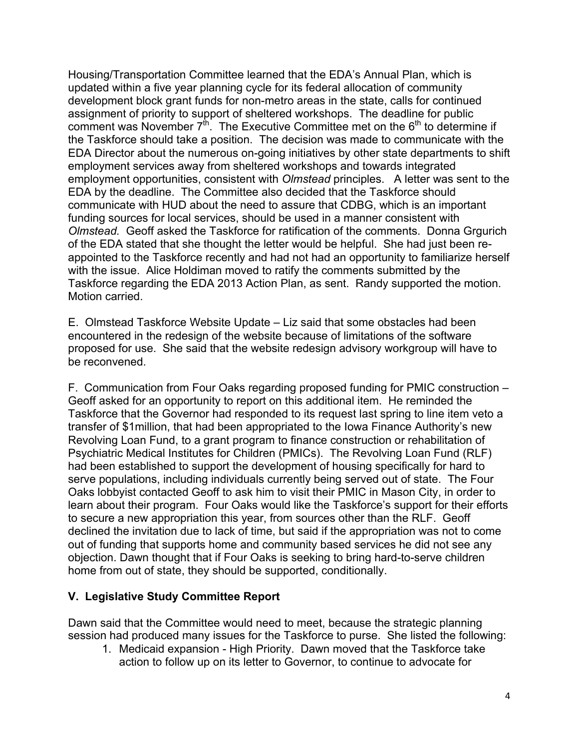Housing/Transportation Committee learned that the EDA's Annual Plan, which is updated within a five year planning cycle for its federal allocation of community development block grant funds for non-metro areas in the state, calls for continued assignment of priority to support of sheltered workshops. The deadline for public comment was November 7th. The Executive Committee met on the 6th to determine if the Taskforce should take a position. The decision was made to communicate with the EDA Director about the numerous on-going initiatives by other state departments to shift employment services away from sheltered workshops and towards integrated employment opportunities, consistent with *Olmstead* principles. A letter was sent to the EDA by the deadline. The Committee also decided that the Taskforce should communicate with HUD about the need to assure that CDBG, which is an important funding sources for local services, should be used in a manner consistent with *Olmstead.* Geoff asked the Taskforce for ratification of the comments. Donna Grgurich of the EDA stated that she thought the letter would be helpful. She had just been re-appointed to the Taskforce recently and had not had an opportunity to familiarize herself with the issue. Alice Holdiman moved to ratify the comments submitted by the Taskforce regarding the EDA 2013 Action Plan, as sent. Randy supported the motion. Motion carried.

E. Olmstead Taskforce Website Update – Liz said that some obstacles had been encountered in the redesign of the website because of limitations of the software proposed for use. She said that the website redesign advisory workgroup will have to be reconvened.

F. Communication from Four Oaks regarding proposed funding for PMIC construction – Geoff asked for an opportunity to report on this additional item. He reminded the Taskforce that the Governor had responded to its request last spring to line item veto a transfer of $1million, that had been appropriated to the Iowa Finance Authority's new Revolving Loan Fund, to a grant program to finance construction or rehabilitation of Psychiatric Medical Institutes for Children (PMICs). The Revolving Loan Fund (RLF) had been established to support the development of housing specifically for hard to serve populations, including individuals currently being served out of state. The Four Oaks lobbyist contacted Geoff to ask him to visit their PMIC in Mason City, in order to learn about their program. Four Oaks would like the Taskforce's support for their efforts to secure a new appropriation this year, from sources other than the RLF. Geoff declined the invitation due to lack of time, but said if the appropriation was not to come out of funding that supports home and community based services he did not see any objection. Dawn thought that if Four Oaks is seeking to bring hard-to-serve children home from out of state, they should be supported, conditionally.

## V. Legislative Study Committee Report

Dawn said that the Committee would need to meet, because the strategic planning session had produced many issues for the Taskforce to purse. She listed the following:

1. Medicaid expansion - High Priority. Dawn moved that the Taskforce take action to follow up on its letter to Governor, to continue to advocate for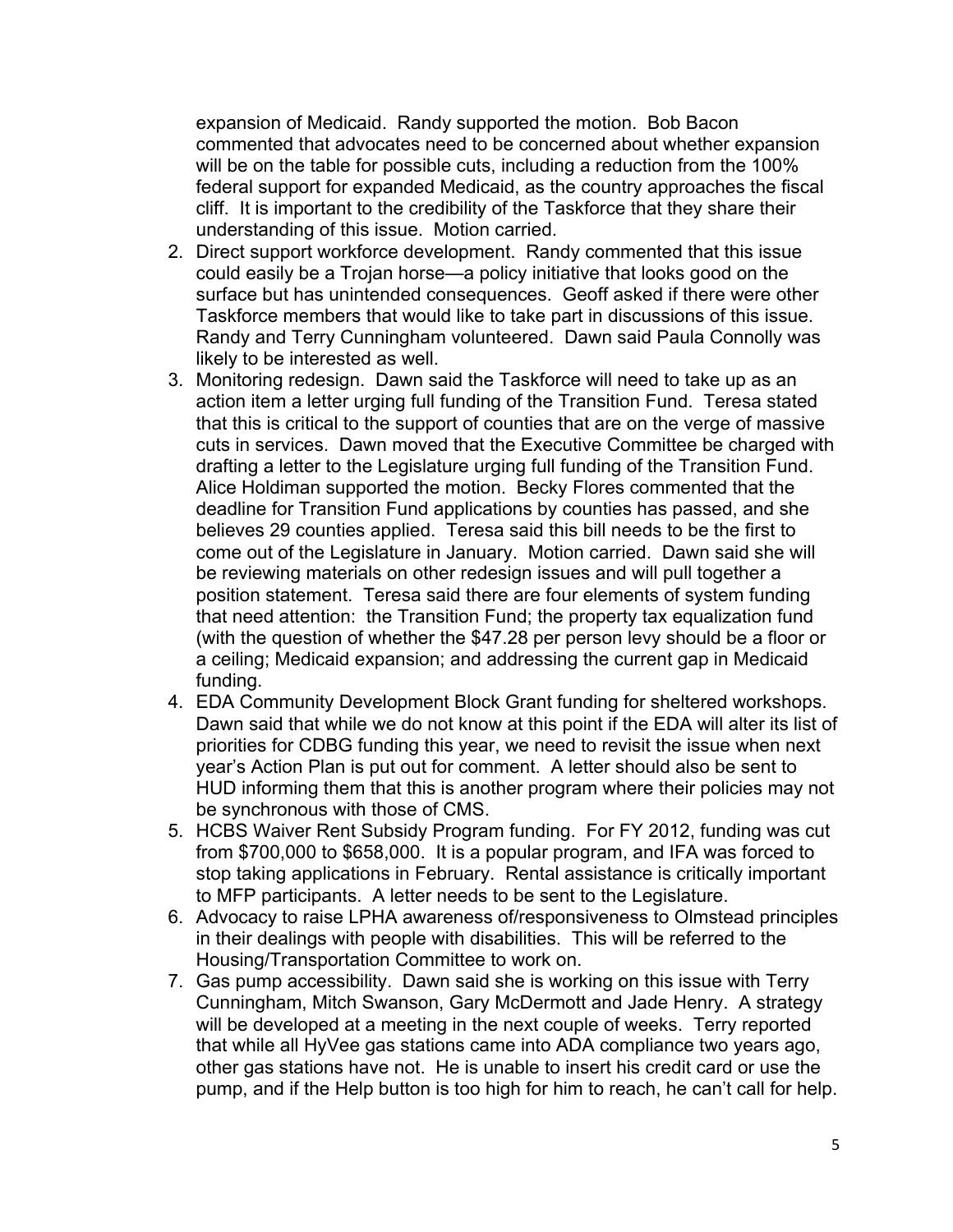expansion of Medicaid. Randy supported the motion. Bob Bacon commented that advocates need to be concerned about whether expansion will be on the table for possible cuts, including a reduction from the 100% federal support for expanded Medicaid, as the country approaches the fiscal cliff. It is important to the credibility of the Taskforce that they share their understanding of this issue. Motion carried.

2. Direct support workforce development. Randy commented that this issue could easily be a Trojan horse—a policy initiative that looks good on the surface but has unintended consequences. Geoff asked if there were other Taskforce members that would like to take part in discussions of this issue. Randy and Terry Cunningham volunteered. Dawn said Paula Connolly was likely to be interested as well.
3. Monitoring redesign. Dawn said the Taskforce will need to take up as an action item a letter urging full funding of the Transition Fund. Teresa stated that this is critical to the support of counties that are on the verge of massive cuts in services. Dawn moved that the Executive Committee be charged with drafting a letter to the Legislature urging full funding of the Transition Fund. Alice Holdiman supported the motion. Becky Flores commented that the deadline for Transition Fund applications by counties has passed, and she believes 29 counties applied. Teresa said this bill needs to be the first to come out of the Legislature in January. Motion carried. Dawn said she will be reviewing materials on other redesign issues and will pull together a position statement. Teresa said there are four elements of system funding that need attention: the Transition Fund; the property tax equalization fund (with the question of whether the $47.28 per person levy should be a floor or a ceiling; Medicaid expansion; and addressing the current gap in Medicaid funding.
4. EDA Community Development Block Grant funding for sheltered workshops. Dawn said that while we do not know at this point if the EDA will alter its list of priorities for CDBG funding this year, we need to revisit the issue when next year's Action Plan is put out for comment. A letter should also be sent to HUD informing them that this is another program where their policies may not be synchronous with those of CMS.
5. HCBS Waiver Rent Subsidy Program funding. For FY 2012, funding was cut from $700,000 to $658,000. It is a popular program, and IFA was forced to stop taking applications in February. Rental assistance is critically important to MFP participants. A letter needs to be sent to the Legislature.
6. Advocacy to raise LPHA awareness of/responsiveness to Olmstead principles in their dealings with people with disabilities. This will be referred to the Housing/Transportation Committee to work on.
7. Gas pump accessibility. Dawn said she is working on this issue with Terry Cunningham, Mitch Swanson, Gary McDermott and Jade Henry. A strategy will be developed at a meeting in the next couple of weeks. Terry reported that while all HyVee gas stations came into ADA compliance two years ago, other gas stations have not. He is unable to insert his credit card or use the pump, and if the Help button is too high for him to reach, he can't call for help.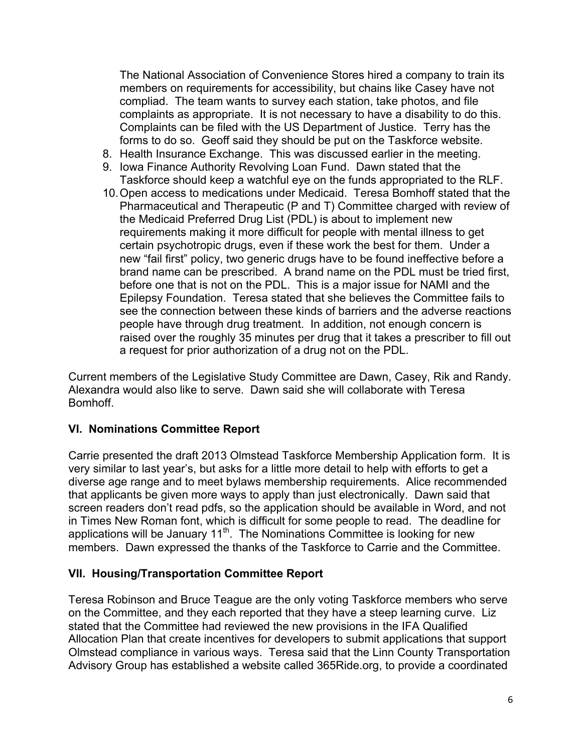The National Association of Convenience Stores hired a company to train its members on requirements for accessibility, but chains like Casey have not compliad. The team wants to survey each station, take photos, and file complaints as appropriate. It is not necessary to have a disability to do this. Complaints can be filed with the US Department of Justice. Terry has the forms to do so. Geoff said they should be put on the Taskforce website.

8. Health Insurance Exchange. This was discussed earlier in the meeting.
9. Iowa Finance Authority Revolving Loan Fund. Dawn stated that the Taskforce should keep a watchful eye on the funds appropriated to the RLF.
10. Open access to medications under Medicaid. Teresa Bomhoff stated that the Pharmaceutical and Therapeutic (P and T) Committee charged with review of the Medicaid Preferred Drug List (PDL) is about to implement new requirements making it more difficult for people with mental illness to get certain psychotropic drugs, even if these work the best for them. Under a new "fail first" policy, two generic drugs have to be found ineffective before a brand name can be prescribed. A brand name on the PDL must be tried first, before one that is not on the PDL. This is a major issue for NAMI and the Epilepsy Foundation. Teresa stated that she believes the Committee fails to see the connection between these kinds of barriers and the adverse reactions people have through drug treatment. In addition, not enough concern is raised over the roughly 35 minutes per drug that it takes a prescriber to fill out a request for prior authorization of a drug not on the PDL.

Current members of the Legislative Study Committee are Dawn, Casey, Rik and Randy. Alexandra would also like to serve. Dawn said she will collaborate with Teresa Bomhoff.

## VI. Nominations Committee Report

Carrie presented the draft 2013 Olmstead Taskforce Membership Application form. It is very similar to last year's, but asks for a little more detail to help with efforts to get a diverse age range and to meet bylaws membership requirements. Alice recommended that applicants be given more ways to apply than just electronically. Dawn said that screen readers don't read pdfs, so the application should be available in Word, and not in Times New Roman font, which is difficult for some people to read. The deadline for applications will be January 11th. The Nominations Committee is looking for new members. Dawn expressed the thanks of the Taskforce to Carrie and the Committee.

## VII. Housing/Transportation Committee Report

Teresa Robinson and Bruce Teague are the only voting Taskforce members who serve on the Committee, and they each reported that they have a steep learning curve. Liz stated that the Committee had reviewed the new provisions in the IFA Qualified Allocation Plan that create incentives for developers to submit applications that support Olmstead compliance in various ways. Teresa said that the Linn County Transportation Advisory Group has established a website called 365Ride.org, to provide a coordinated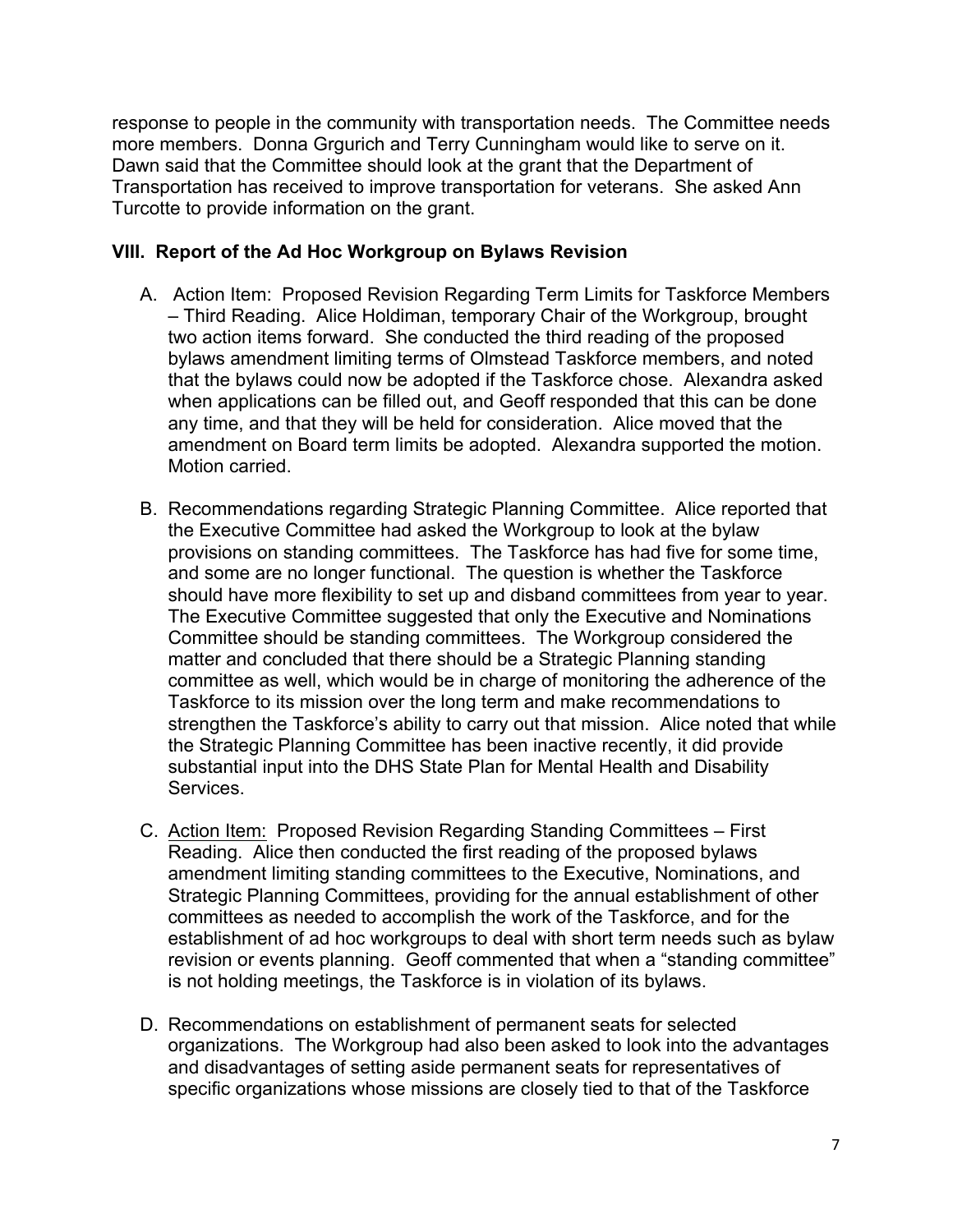response to people in the community with transportation needs. The Committee needs more members. Donna Grgurich and Terry Cunningham would like to serve on it. Dawn said that the Committee should look at the grant that the Department of Transportation has received to improve transportation for veterans. She asked Ann Turcotte to provide information on the grant.

### VIII. Report of the Ad Hoc Workgroup on Bylaws Revision

A. Action Item: Proposed Revision Regarding Term Limits for Taskforce Members – Third Reading. Alice Holdiman, temporary Chair of the Workgroup, brought two action items forward. She conducted the third reading of the proposed bylaws amendment limiting terms of Olmstead Taskforce members, and noted that the bylaws could now be adopted if the Taskforce chose. Alexandra asked when applications can be filled out, and Geoff responded that this can be done any time, and that they will be held for consideration. Alice moved that the amendment on Board term limits be adopted. Alexandra supported the motion. Motion carried.

B. Recommendations regarding Strategic Planning Committee. Alice reported that the Executive Committee had asked the Workgroup to look at the bylaw provisions on standing committees. The Taskforce has had five for some time, and some are no longer functional. The question is whether the Taskforce should have more flexibility to set up and disband committees from year to year. The Executive Committee suggested that only the Executive and Nominations Committee should be standing committees. The Workgroup considered the matter and concluded that there should be a Strategic Planning standing committee as well, which would be in charge of monitoring the adherence of the Taskforce to its mission over the long term and make recommendations to strengthen the Taskforce's ability to carry out that mission. Alice noted that while the Strategic Planning Committee has been inactive recently, it did provide substantial input into the DHS State Plan for Mental Health and Disability Services.

C. <u>Action Item:</u> Proposed Revision Regarding Standing Committees – First Reading. Alice then conducted the first reading of the proposed bylaws amendment limiting standing committees to the Executive, Nominations, and Strategic Planning Committees, providing for the annual establishment of other committees as needed to accomplish the work of the Taskforce, and for the establishment of ad hoc workgroups to deal with short term needs such as bylaw revision or events planning. Geoff commented that when a "standing committee" is not holding meetings, the Taskforce is in violation of its bylaws.

D. Recommendations on establishment of permanent seats for selected organizations. The Workgroup had also been asked to look into the advantages and disadvantages of setting aside permanent seats for representatives of specific organizations whose missions are closely tied to that of the Taskforce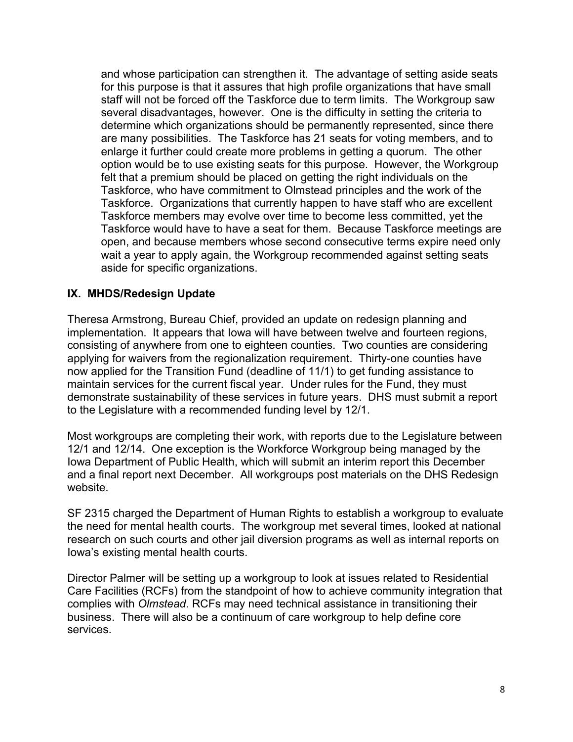and whose participation can strengthen it. The advantage of setting aside seats for this purpose is that it assures that high profile organizations that have small staff will not be forced off the Taskforce due to term limits. The Workgroup saw several disadvantages, however. One is the difficulty in setting the criteria to determine which organizations should be permanently represented, since there are many possibilities. The Taskforce has 21 seats for voting members, and to enlarge it further could create more problems in getting a quorum. The other option would be to use existing seats for this purpose. However, the Workgroup felt that a premium should be placed on getting the right individuals on the Taskforce, who have commitment to Olmstead principles and the work of the Taskforce. Organizations that currently happen to have staff who are excellent Taskforce members may evolve over time to become less committed, yet the Taskforce would have to have a seat for them. Because Taskforce meetings are open, and because members whose second consecutive terms expire need only wait a year to apply again, the Workgroup recommended against setting seats aside for specific organizations.

## IX. MHDS/Redesign Update

Theresa Armstrong, Bureau Chief, provided an update on redesign planning and implementation. It appears that Iowa will have between twelve and fourteen regions, consisting of anywhere from one to eighteen counties. Two counties are considering applying for waivers from the regionalization requirement. Thirty-one counties have now applied for the Transition Fund (deadline of 11/1) to get funding assistance to maintain services for the current fiscal year. Under rules for the Fund, they must demonstrate sustainability of these services in future years. DHS must submit a report to the Legislature with a recommended funding level by 12/1.

Most workgroups are completing their work, with reports due to the Legislature between 12/1 and 12/14. One exception is the Workforce Workgroup being managed by the Iowa Department of Public Health, which will submit an interim report this December and a final report next December. All workgroups post materials on the DHS Redesign website.

SF 2315 charged the Department of Human Rights to establish a workgroup to evaluate the need for mental health courts. The workgroup met several times, looked at national research on such courts and other jail diversion programs as well as internal reports on Iowa's existing mental health courts.

Director Palmer will be setting up a workgroup to look at issues related to Residential Care Facilities (RCFs) from the standpoint of how to achieve community integration that complies with *Olmstead*. RCFs may need technical assistance in transitioning their business. There will also be a continuum of care workgroup to help define core services.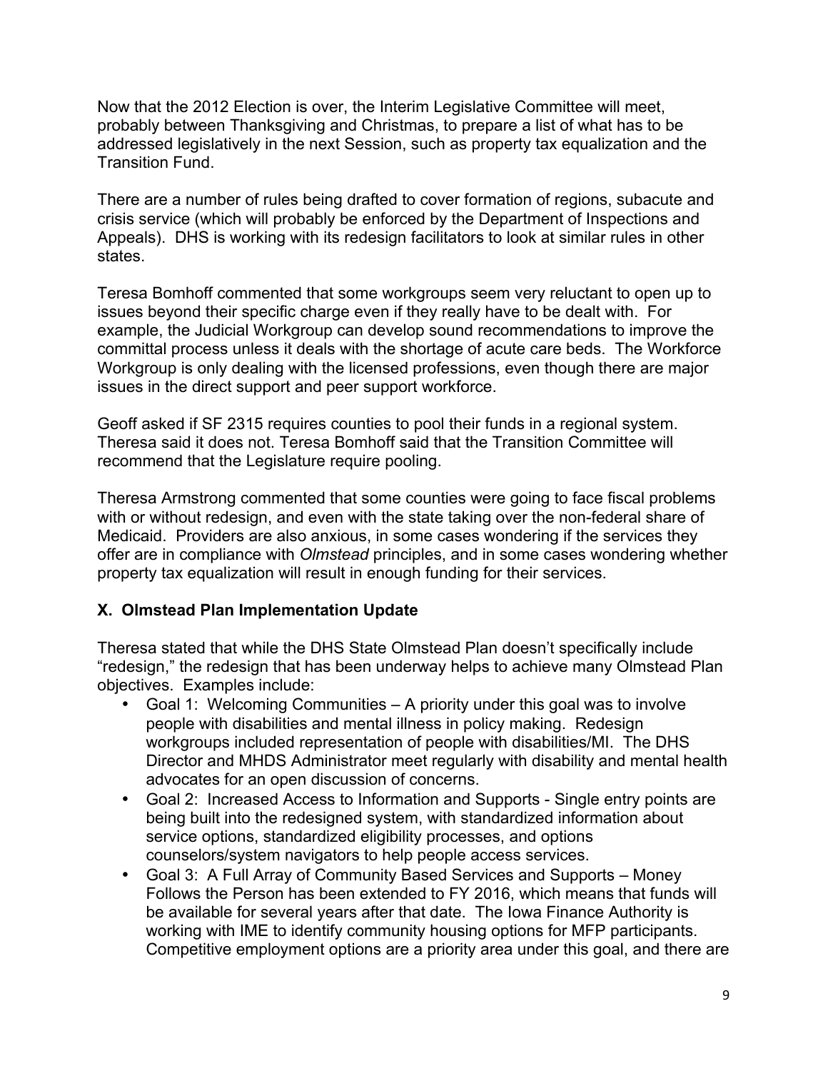Now that the 2012 Election is over, the Interim Legislative Committee will meet, probably between Thanksgiving and Christmas, to prepare a list of what has to be addressed legislatively in the next Session, such as property tax equalization and the Transition Fund.

There are a number of rules being drafted to cover formation of regions, subacute and crisis service (which will probably be enforced by the Department of Inspections and Appeals). DHS is working with its redesign facilitators to look at similar rules in other states.

Teresa Bomhoff commented that some workgroups seem very reluctant to open up to issues beyond their specific charge even if they really have to be dealt with. For example, the Judicial Workgroup can develop sound recommendations to improve the committal process unless it deals with the shortage of acute care beds. The Workforce Workgroup is only dealing with the licensed professions, even though there are major issues in the direct support and peer support workforce.

Geoff asked if SF 2315 requires counties to pool their funds in a regional system. Theresa said it does not. Teresa Bomhoff said that the Transition Committee will recommend that the Legislature require pooling.

Theresa Armstrong commented that some counties were going to face fiscal problems with or without redesign, and even with the state taking over the non-federal share of Medicaid. Providers are also anxious, in some cases wondering if the services they offer are in compliance with *Olmstead* principles, and in some cases wondering whether property tax equalization will result in enough funding for their services.

## X. Olmstead Plan Implementation Update

Theresa stated that while the DHS State Olmstead Plan doesn't specifically include "redesign," the redesign that has been underway helps to achieve many Olmstead Plan objectives. Examples include:

- Goal 1: Welcoming Communities – A priority under this goal was to involve people with disabilities and mental illness in policy making. Redesign workgroups included representation of people with disabilities/MI. The DHS Director and MHDS Administrator meet regularly with disability and mental health advocates for an open discussion of concerns.
- Goal 2: Increased Access to Information and Supports - Single entry points are being built into the redesigned system, with standardized information about service options, standardized eligibility processes, and options counselors/system navigators to help people access services.
- Goal 3: A Full Array of Community Based Services and Supports – Money Follows the Person has been extended to FY 2016, which means that funds will be available for several years after that date. The Iowa Finance Authority is working with IME to identify community housing options for MFP participants. Competitive employment options are a priority area under this goal, and there are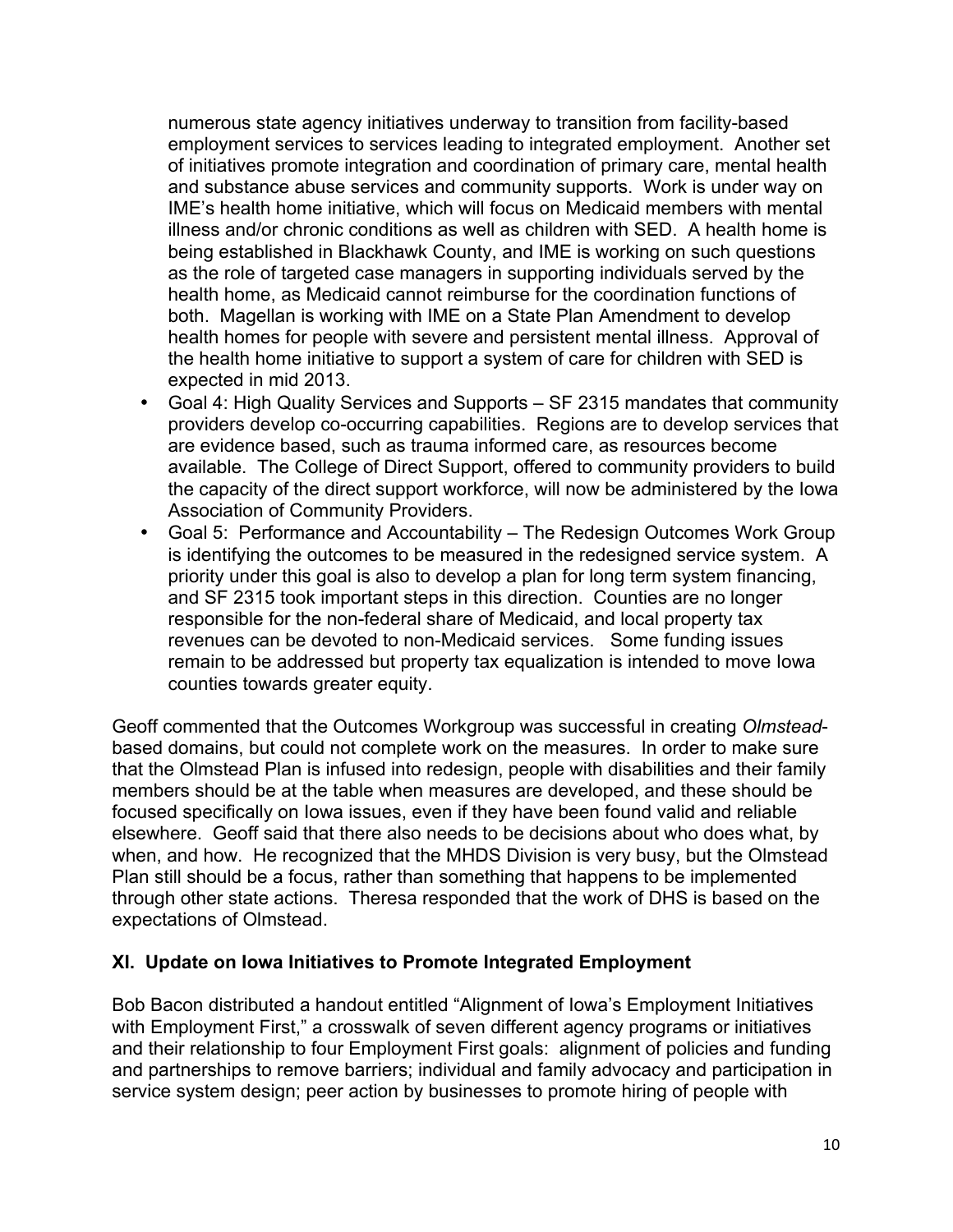numerous state agency initiatives underway to transition from facility-based employment services to services leading to integrated employment. Another set of initiatives promote integration and coordination of primary care, mental health and substance abuse services and community supports. Work is under way on IME's health home initiative, which will focus on Medicaid members with mental illness and/or chronic conditions as well as children with SED. A health home is being established in Blackhawk County, and IME is working on such questions as the role of targeted case managers in supporting individuals served by the health home, as Medicaid cannot reimburse for the coordination functions of both. Magellan is working with IME on a State Plan Amendment to develop health homes for people with severe and persistent mental illness. Approval of the health home initiative to support a system of care for children with SED is expected in mid 2013.

- Goal 4: High Quality Services and Supports – SF 2315 mandates that community providers develop co-occurring capabilities. Regions are to develop services that are evidence based, such as trauma informed care, as resources become available. The College of Direct Support, offered to community providers to build the capacity of the direct support workforce, will now be administered by the Iowa Association of Community Providers.
- Goal 5: Performance and Accountability – The Redesign Outcomes Work Group is identifying the outcomes to be measured in the redesigned service system. A priority under this goal is also to develop a plan for long term system financing, and SF 2315 took important steps in this direction. Counties are no longer responsible for the non-federal share of Medicaid, and local property tax revenues can be devoted to non-Medicaid services. Some funding issues remain to be addressed but property tax equalization is intended to move Iowa counties towards greater equity.

Geoff commented that the Outcomes Workgroup was successful in creating *Olmstead*-based domains, but could not complete work on the measures. In order to make sure that the Olmstead Plan is infused into redesign, people with disabilities and their family members should be at the table when measures are developed, and these should be focused specifically on Iowa issues, even if they have been found valid and reliable elsewhere. Geoff said that there also needs to be decisions about who does what, by when, and how. He recognized that the MHDS Division is very busy, but the Olmstead Plan still should be a focus, rather than something that happens to be implemented through other state actions. Theresa responded that the work of DHS is based on the expectations of Olmstead.

## XI. Update on Iowa Initiatives to Promote Integrated Employment

Bob Bacon distributed a handout entitled "Alignment of Iowa's Employment Initiatives with Employment First," a crosswalk of seven different agency programs or initiatives and their relationship to four Employment First goals: alignment of policies and funding and partnerships to remove barriers; individual and family advocacy and participation in service system design; peer action by businesses to promote hiring of people with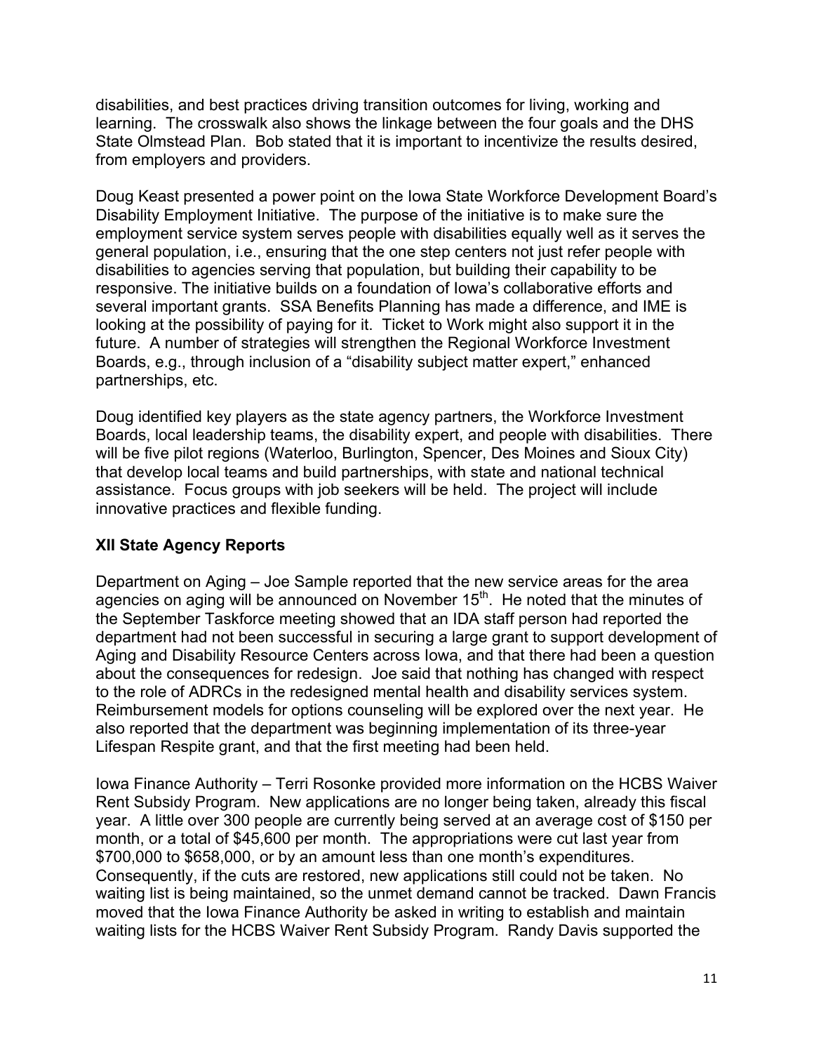disabilities, and best practices driving transition outcomes for living, working and learning. The crosswalk also shows the linkage between the four goals and the DHS State Olmstead Plan. Bob stated that it is important to incentivize the results desired, from employers and providers.

Doug Keast presented a power point on the Iowa State Workforce Development Board's Disability Employment Initiative. The purpose of the initiative is to make sure the employment service system serves people with disabilities equally well as it serves the general population, i.e., ensuring that the one step centers not just refer people with disabilities to agencies serving that population, but building their capability to be responsive. The initiative builds on a foundation of Iowa's collaborative efforts and several important grants. SSA Benefits Planning has made a difference, and IME is looking at the possibility of paying for it. Ticket to Work might also support it in the future. A number of strategies will strengthen the Regional Workforce Investment Boards, e.g., through inclusion of a "disability subject matter expert," enhanced partnerships, etc.

Doug identified key players as the state agency partners, the Workforce Investment Boards, local leadership teams, the disability expert, and people with disabilities. There will be five pilot regions (Waterloo, Burlington, Spencer, Des Moines and Sioux City) that develop local teams and build partnerships, with state and national technical assistance. Focus groups with job seekers will be held. The project will include innovative practices and flexible funding.

### XII State Agency Reports

Department on Aging – Joe Sample reported that the new service areas for the area agencies on aging will be announced on November 15th. He noted that the minutes of the September Taskforce meeting showed that an IDA staff person had reported the department had not been successful in securing a large grant to support development of Aging and Disability Resource Centers across Iowa, and that there had been a question about the consequences for redesign. Joe said that nothing has changed with respect to the role of ADRCs in the redesigned mental health and disability services system. Reimbursement models for options counseling will be explored over the next year. He also reported that the department was beginning implementation of its three-year Lifespan Respite grant, and that the first meeting had been held.

Iowa Finance Authority – Terri Rosonke provided more information on the HCBS Waiver Rent Subsidy Program. New applications are no longer being taken, already this fiscal year. A little over 300 people are currently being served at an average cost of $150 per month, or a total of $45,600 per month. The appropriations were cut last year from $700,000 to $658,000, or by an amount less than one month's expenditures. Consequently, if the cuts are restored, new applications still could not be taken. No waiting list is being maintained, so the unmet demand cannot be tracked. Dawn Francis moved that the Iowa Finance Authority be asked in writing to establish and maintain waiting lists for the HCBS Waiver Rent Subsidy Program. Randy Davis supported the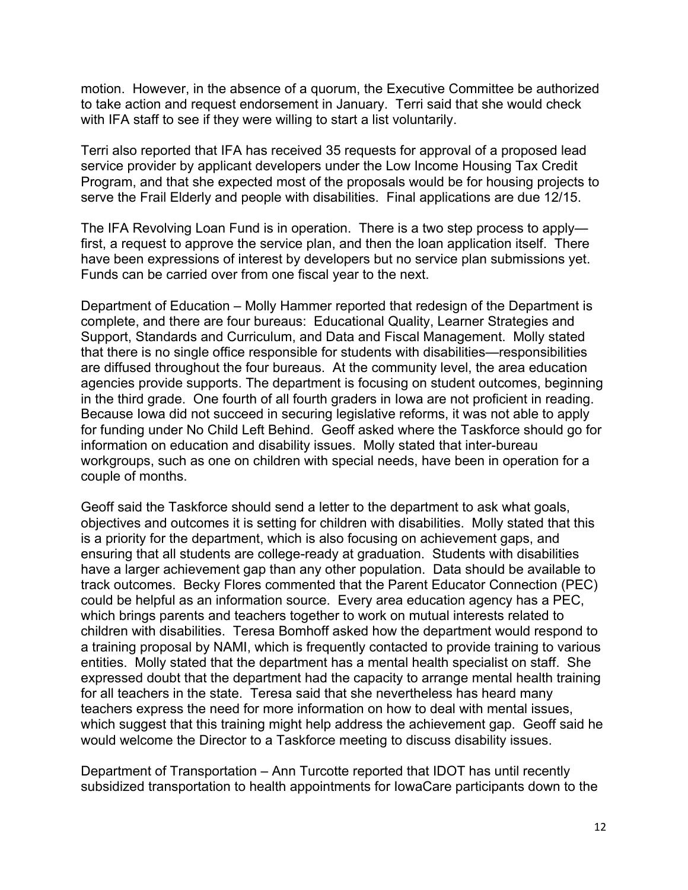motion. However, in the absence of a quorum, the Executive Committee be authorized to take action and request endorsement in January. Terri said that she would check with IFA staff to see if they were willing to start a list voluntarily.

Terri also reported that IFA has received 35 requests for approval of a proposed lead service provider by applicant developers under the Low Income Housing Tax Credit Program, and that she expected most of the proposals would be for housing projects to serve the Frail Elderly and people with disabilities. Final applications are due 12/15.

The IFA Revolving Loan Fund is in operation. There is a two step process to apply—first, a request to approve the service plan, and then the loan application itself. There have been expressions of interest by developers but no service plan submissions yet. Funds can be carried over from one fiscal year to the next.

Department of Education – Molly Hammer reported that redesign of the Department is complete, and there are four bureaus: Educational Quality, Learner Strategies and Support, Standards and Curriculum, and Data and Fiscal Management. Molly stated that there is no single office responsible for students with disabilities—responsibilities are diffused throughout the four bureaus. At the community level, the area education agencies provide supports. The department is focusing on student outcomes, beginning in the third grade. One fourth of all fourth graders in Iowa are not proficient in reading. Because Iowa did not succeed in securing legislative reforms, it was not able to apply for funding under No Child Left Behind. Geoff asked where the Taskforce should go for information on education and disability issues. Molly stated that inter-bureau workgroups, such as one on children with special needs, have been in operation for a couple of months.

Geoff said the Taskforce should send a letter to the department to ask what goals, objectives and outcomes it is setting for children with disabilities. Molly stated that this is a priority for the department, which is also focusing on achievement gaps, and ensuring that all students are college-ready at graduation. Students with disabilities have a larger achievement gap than any other population. Data should be available to track outcomes. Becky Flores commented that the Parent Educator Connection (PEC) could be helpful as an information source. Every area education agency has a PEC, which brings parents and teachers together to work on mutual interests related to children with disabilities. Teresa Bomhoff asked how the department would respond to a training proposal by NAMI, which is frequently contacted to provide training to various entities. Molly stated that the department has a mental health specialist on staff. She expressed doubt that the department had the capacity to arrange mental health training for all teachers in the state. Teresa said that she nevertheless has heard many teachers express the need for more information on how to deal with mental issues, which suggest that this training might help address the achievement gap. Geoff said he would welcome the Director to a Taskforce meeting to discuss disability issues.

Department of Transportation – Ann Turcotte reported that IDOT has until recently subsidized transportation to health appointments for IowaCare participants down to the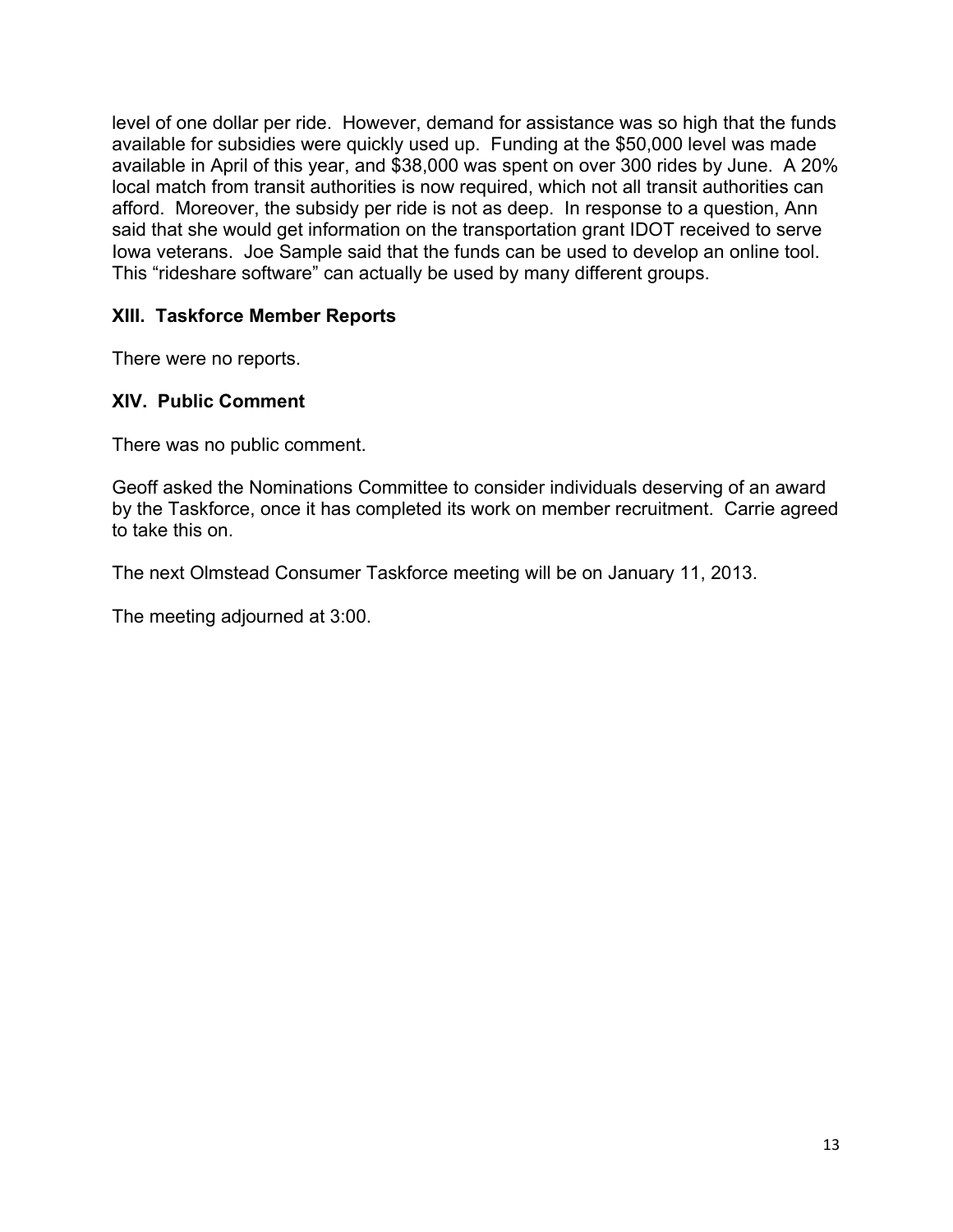level of one dollar per ride. However, demand for assistance was so high that the funds available for subsidies were quickly used up. Funding at the $50,000 level was made available in April of this year, and $38,000 was spent on over 300 rides by June. A 20% local match from transit authorities is now required, which not all transit authorities can afford. Moreover, the subsidy per ride is not as deep. In response to a question, Ann said that she would get information on the transportation grant IDOT received to serve Iowa veterans. Joe Sample said that the funds can be used to develop an online tool. This "rideshare software" can actually be used by many different groups.

### XIII. Taskforce Member Reports

There were no reports.

### XIV. Public Comment

There was no public comment.

Geoff asked the Nominations Committee to consider individuals deserving of an award by the Taskforce, once it has completed its work on member recruitment. Carrie agreed to take this on.

The next Olmstead Consumer Taskforce meeting will be on January 11, 2013.

The meeting adjourned at 3:00.